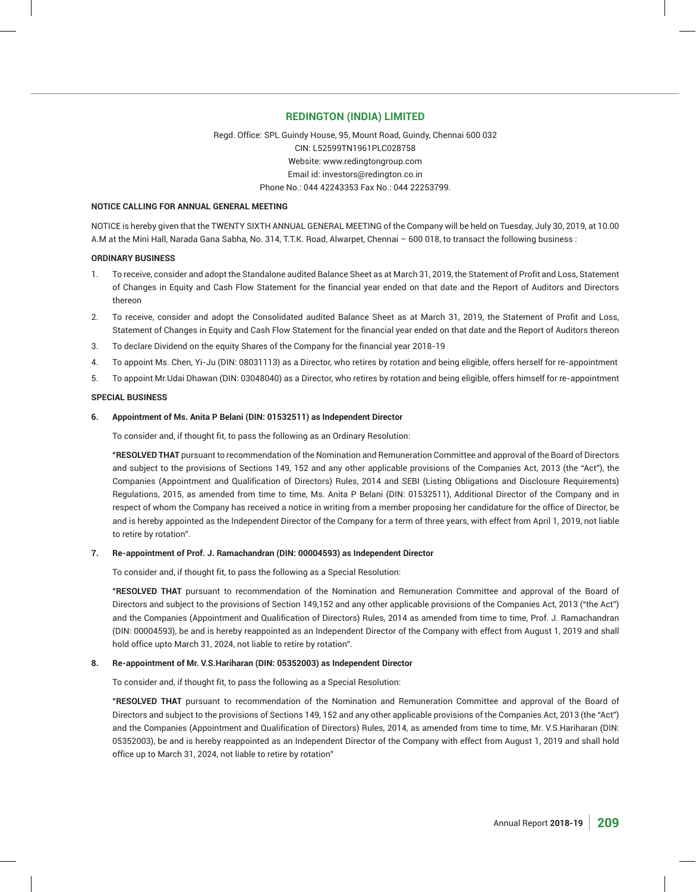# REDINGTON (INDIA) LIMITED

Regd. Office: SPL Guindy House, 95, Mount Road, Guindy, Chennai 600 032
CIN: L52599TN1961PLC028758
Website: www.redingtongroup.com
Email id: investors@redington.co.in
Phone No.: 044 42243353 Fax No.: 044 22253799.

**NOTICE CALLING FOR ANNUAL GENERAL MEETING**

NOTICE is hereby given that the TWENTY SIXTH ANNUAL GENERAL MEETING of the Company will be held on Tuesday, July 30, 2019, at 10.00 A.M at the Mini Hall, Narada Gana Sabha, No. 314, T.T.K. Road, Alwarpet, Chennai – 600 018, to transact the following business :

**ORDINARY BUSINESS**

1. To receive, consider and adopt the Standalone audited Balance Sheet as at March 31, 2019, the Statement of Profit and Loss, Statement of Changes in Equity and Cash Flow Statement for the financial year ended on that date and the Report of Auditors and Directors thereon
2. To receive, consider and adopt the Consolidated audited Balance Sheet as at March 31, 2019, the Statement of Profit and Loss, Statement of Changes in Equity and Cash Flow Statement for the financial year ended on that date and the Report of Auditors thereon
3. To declare Dividend on the equity Shares of the Company for the financial year 2018-19
4. To appoint Ms. Chen, Yi-Ju (DIN: 08031113) as a Director, who retires by rotation and being eligible, offers herself for re-appointment
5. To appoint Mr.Udai Dhawan (DIN: 03048040) as a Director, who retires by rotation and being eligible, offers himself for re-appointment

**SPECIAL BUSINESS**

**6. Appointment of Ms. Anita P Belani (DIN: 01532511) as Independent Director**

To consider and, if thought fit, to pass the following as an Ordinary Resolution:

**"RESOLVED THAT** pursuant to recommendation of the Nomination and Remuneration Committee and approval of the Board of Directors and subject to the provisions of Sections 149, 152 and any other applicable provisions of the Companies Act, 2013 (the "Act"), the Companies (Appointment and Qualification of Directors) Rules, 2014 and SEBI (Listing Obligations and Disclosure Requirements) Regulations, 2015, as amended from time to time, Ms. Anita P Belani (DIN: 01532511), Additional Director of the Company and in respect of whom the Company has received a notice in writing from a member proposing her candidature for the office of Director, be and is hereby appointed as the Independent Director of the Company for a term of three years, with effect from April 1, 2019, not liable to retire by rotation".

**7. Re-appointment of Prof. J. Ramachandran (DIN: 00004593) as Independent Director**

To consider and, if thought fit, to pass the following as a Special Resolution:

**"RESOLVED THAT** pursuant to recommendation of the Nomination and Remuneration Committee and approval of the Board of Directors and subject to the provisions of Section 149,152 and any other applicable provisions of the Companies Act, 2013 ("the Act") and the Companies (Appointment and Qualification of Directors) Rules, 2014 as amended from time to time, Prof. J. Ramachandran (DIN: 00004593), be and is hereby reappointed as an Independent Director of the Company with effect from August 1, 2019 and shall hold office upto March 31, 2024, not liable to retire by rotation".

**8. Re-appointment of Mr. V.S.Hariharan (DIN: 05352003) as Independent Director**

To consider and, if thought fit, to pass the following as a Special Resolution:

**"RESOLVED THAT** pursuant to recommendation of the Nomination and Remuneration Committee and approval of the Board of Directors and subject to the provisions of Sections 149, 152 and any other applicable provisions of the Companies Act, 2013 (the "Act") and the Companies (Appointment and Qualification of Directors) Rules, 2014, as amended from time to time, Mr. V.S.Hariharan (DIN: 05352003), be and is hereby reappointed as an Independent Director of the Company with effect from August 1, 2019 and shall hold office up to March 31, 2024, not liable to retire by rotation"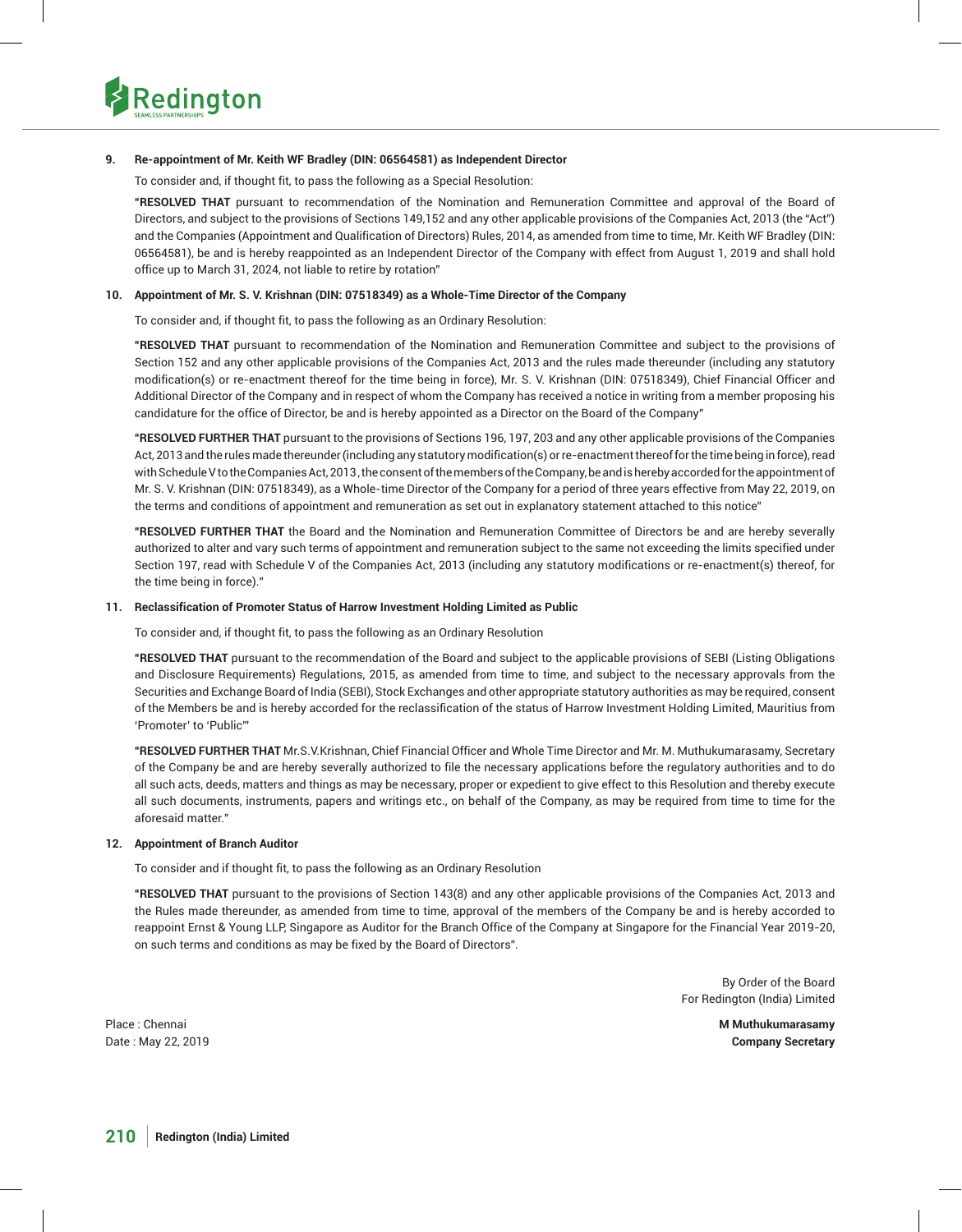**9. Re-appointment of Mr. Keith WF Bradley (DIN: 06564581) as Independent Director**

To consider and, if thought fit, to pass the following as a Special Resolution:

**"RESOLVED THAT** pursuant to recommendation of the Nomination and Remuneration Committee and approval of the Board of Directors, and subject to the provisions of Sections 149,152 and any other applicable provisions of the Companies Act, 2013 (the "Act") and the Companies (Appointment and Qualification of Directors) Rules, 2014, as amended from time to time, Mr. Keith WF Bradley (DIN: 06564581), be and is hereby reappointed as an Independent Director of the Company with effect from August 1, 2019 and shall hold office up to March 31, 2024, not liable to retire by rotation"

**10. Appointment of Mr. S. V. Krishnan (DIN: 07518349) as a Whole-Time Director of the Company**

To consider and, if thought fit, to pass the following as an Ordinary Resolution:

**"RESOLVED THAT** pursuant to recommendation of the Nomination and Remuneration Committee and subject to the provisions of Section 152 and any other applicable provisions of the Companies Act, 2013 and the rules made thereunder (including any statutory modification(s) or re-enactment thereof for the time being in force), Mr. S. V. Krishnan (DIN: 07518349), Chief Financial Officer and Additional Director of the Company and in respect of whom the Company has received a notice in writing from a member proposing his candidature for the office of Director, be and is hereby appointed as a Director on the Board of the Company"

**"RESOLVED FURTHER THAT** pursuant to the provisions of Sections 196, 197, 203 and any other applicable provisions of the Companies Act, 2013 and the rules made thereunder (including any statutory modification(s) or re-enactment thereof for the time being in force), read with Schedule V to the Companies Act, 2013, the consent of the members of the Company, be and is hereby accorded for the appointment of Mr. S. V. Krishnan (DIN: 07518349), as a Whole-time Director of the Company for a period of three years effective from May 22, 2019, on the terms and conditions of appointment and remuneration as set out in explanatory statement attached to this notice"

**"RESOLVED FURTHER THAT** the Board and the Nomination and Remuneration Committee of Directors be and are hereby severally authorized to alter and vary such terms of appointment and remuneration subject to the same not exceeding the limits specified under Section 197, read with Schedule V of the Companies Act, 2013 (including any statutory modifications or re-enactment(s) thereof, for the time being in force)."

**11. Reclassification of Promoter Status of Harrow Investment Holding Limited as Public**

To consider and, if thought fit, to pass the following as an Ordinary Resolution

**"RESOLVED THAT** pursuant to the recommendation of the Board and subject to the applicable provisions of SEBI (Listing Obligations and Disclosure Requirements) Regulations, 2015, as amended from time to time, and subject to the necessary approvals from the Securities and Exchange Board of India (SEBI), Stock Exchanges and other appropriate statutory authorities as may be required, consent of the Members be and is hereby accorded for the reclassification of the status of Harrow Investment Holding Limited, Mauritius from 'Promoter' to 'Public'"

**"RESOLVED FURTHER THAT** Mr.S.V.Krishnan, Chief Financial Officer and Whole Time Director and Mr. M. Muthukumarasamy, Secretary of the Company be and are hereby severally authorized to file the necessary applications before the regulatory authorities and to do all such acts, deeds, matters and things as may be necessary, proper or expedient to give effect to this Resolution and thereby execute all such documents, instruments, papers and writings etc., on behalf of the Company, as may be required from time to time for the aforesaid matter."

**12. Appointment of Branch Auditor**

To consider and if thought fit, to pass the following as an Ordinary Resolution

**"RESOLVED THAT** pursuant to the provisions of Section 143(8) and any other applicable provisions of the Companies Act, 2013 and the Rules made thereunder, as amended from time to time, approval of the members of the Company be and is hereby accorded to reappoint Ernst & Young LLP, Singapore as Auditor for the Branch Office of the Company at Singapore for the Financial Year 2019-20, on such terms and conditions as may be fixed by the Board of Directors".

By Order of the Board
For Redington (India) Limited

**M Muthukumarasamy**
**Company Secretary**

Place : Chennai
Date : May 22, 2019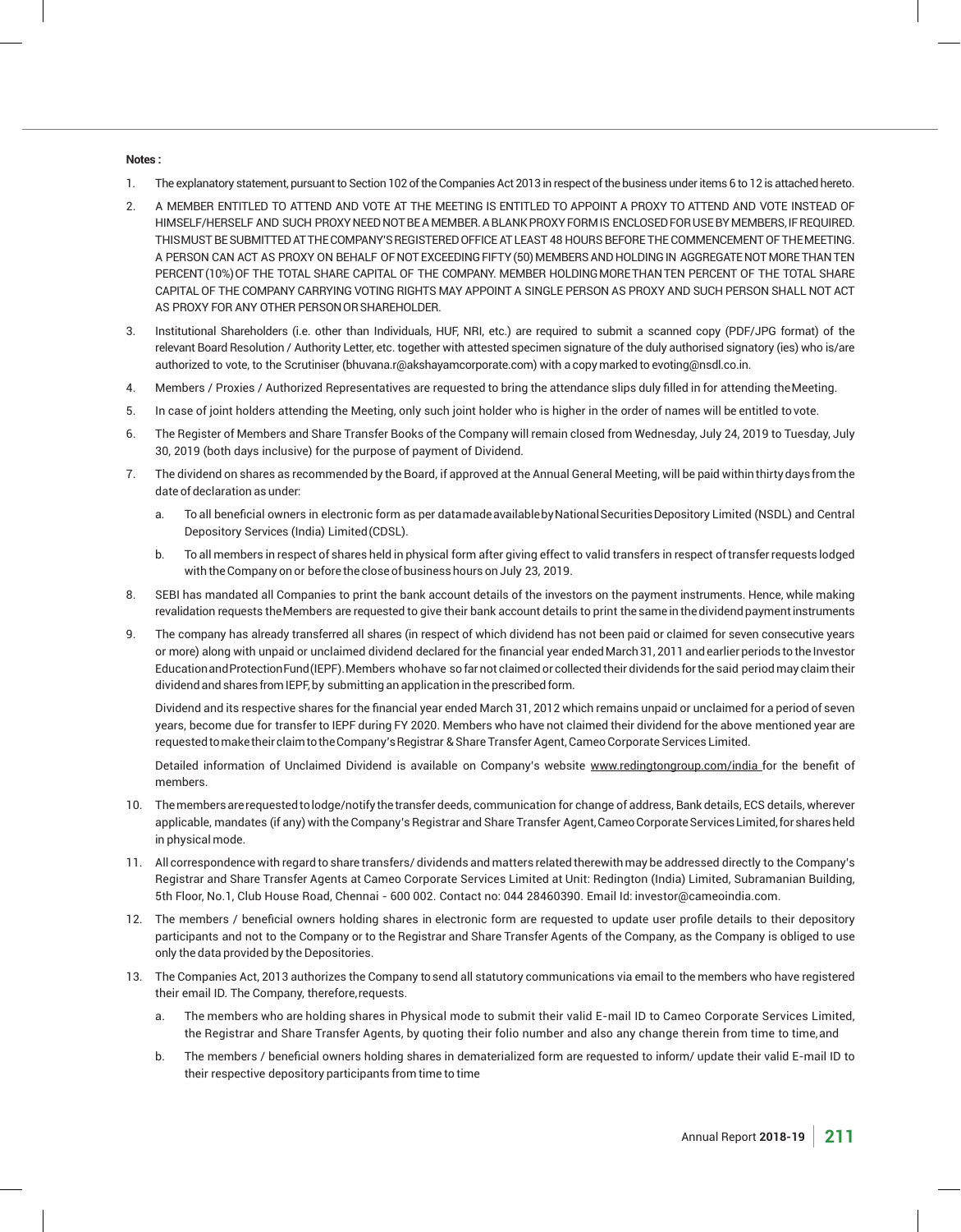**Notes :**

1. The explanatory statement, pursuant to Section 102 of the Companies Act 2013 in respect of the business under items 6 to 12 is attached hereto.
2. A MEMBER ENTITLED TO ATTEND AND VOTE AT THE MEETING IS ENTITLED TO APPOINT A PROXY TO ATTEND AND VOTE INSTEAD OF HIMSELF/HERSELF AND SUCH PROXY NEED NOT BE A MEMBER. A BLANK PROXY FORM IS ENCLOSED FOR USE BY MEMBERS, IF REQUIRED. THIS MUST BE SUBMITTED AT THE COMPANY'S REGISTERED OFFICE AT LEAST 48 HOURS BEFORE THE COMMENCEMENT OF THE MEETING. A PERSON CAN ACT AS PROXY ON BEHALF OF NOT EXCEEDING FIFTY (50) MEMBERS AND HOLDING IN AGGREGATE NOT MORE THAN TEN PERCENT (10%) OF THE TOTAL SHARE CAPITAL OF THE COMPANY. MEMBER HOLDING MORE THAN TEN PERCENT OF THE TOTAL SHARE CAPITAL OF THE COMPANY CARRYING VOTING RIGHTS MAY APPOINT A SINGLE PERSON AS PROXY AND SUCH PERSON SHALL NOT ACT AS PROXY FOR ANY OTHER PERSON OR SHAREHOLDER.
3. Institutional Shareholders (i.e. other than Individuals, HUF, NRI, etc.) are required to submit a scanned copy (PDF/JPG format) of the relevant Board Resolution / Authority Letter, etc. together with attested specimen signature of the duly authorised signatory (ies) who is/are authorized to vote, to the Scrutiniser (bhuvana.r@akshayamcorporate.com) with a copy marked to evoting@nsdl.co.in.
4. Members / Proxies / Authorized Representatives are requested to bring the attendance slips duly filled in for attending the Meeting.
5. In case of joint holders attending the Meeting, only such joint holder who is higher in the order of names will be entitled to vote.
6. The Register of Members and Share Transfer Books of the Company will remain closed from Wednesday, July 24, 2019 to Tuesday, July 30, 2019 (both days inclusive) for the purpose of payment of Dividend.
7. The dividend on shares as recommended by the Board, if approved at the Annual General Meeting, will be paid within thirty days from the date of declaration as under:
   a. To all beneficial owners in electronic form as per data made available by National Securities Depository Limited (NSDL) and Central Depository Services (India) Limited (CDSL).
   b. To all members in respect of shares held in physical form after giving effect to valid transfers in respect of transfer requests lodged with the Company on or before the close of business hours on July 23, 2019.
8. SEBI has mandated all Companies to print the bank account details of the investors on the payment instruments. Hence, while making revalidation requests the Members are requested to give their bank account details to print the same in the dividend payment instruments
9. The company has already transferred all shares (in respect of which dividend has not been paid or claimed for seven consecutive years or more) along with unpaid or unclaimed dividend declared for the financial year ended March 31, 2011 and earlier periods to the Investor Education and Protection Fund (IEPF). Members who have so far not claimed or collected their dividends for the said period may claim their dividend and shares from IEPF, by submitting an application in the prescribed form.

   Dividend and its respective shares for the financial year ended March 31, 2012 which remains unpaid or unclaimed for a period of seven years, become due for transfer to IEPF during FY 2020. Members who have not claimed their dividend for the above mentioned year are requested to make their claim to the Company's Registrar & Share Transfer Agent, Cameo Corporate Services Limited.

   Detailed information of Unclaimed Dividend is available on Company's website www.redingtongroup.com/india for the benefit of members.
10. The members are requested to lodge/notify the transfer deeds, communication for change of address, Bank details, ECS details, wherever applicable, mandates (if any) with the Company's Registrar and Share Transfer Agent, Cameo Corporate Services Limited, for shares held in physical mode.
11. All correspondence with regard to share transfers/ dividends and matters related therewith may be addressed directly to the Company's Registrar and Share Transfer Agents at Cameo Corporate Services Limited at Unit: Redington (India) Limited, Subramanian Building, 5th Floor, No.1, Club House Road, Chennai - 600 002. Contact no: 044 28460390. Email Id: investor@cameoindia.com.
12. The members / beneficial owners holding shares in electronic form are requested to update user profile details to their depository participants and not to the Company or to the Registrar and Share Transfer Agents of the Company, as the Company is obliged to use only the data provided by the Depositories.
13. The Companies Act, 2013 authorizes the Company to send all statutory communications via email to the members who have registered their email ID. The Company, therefore, requests.
    a. The members who are holding shares in Physical mode to submit their valid E-mail ID to Cameo Corporate Services Limited, the Registrar and Share Transfer Agents, by quoting their folio number and also any change therein from time to time, and
    b. The members / beneficial owners holding shares in dematerialized form are requested to inform/ update their valid E-mail ID to their respective depository participants from time to time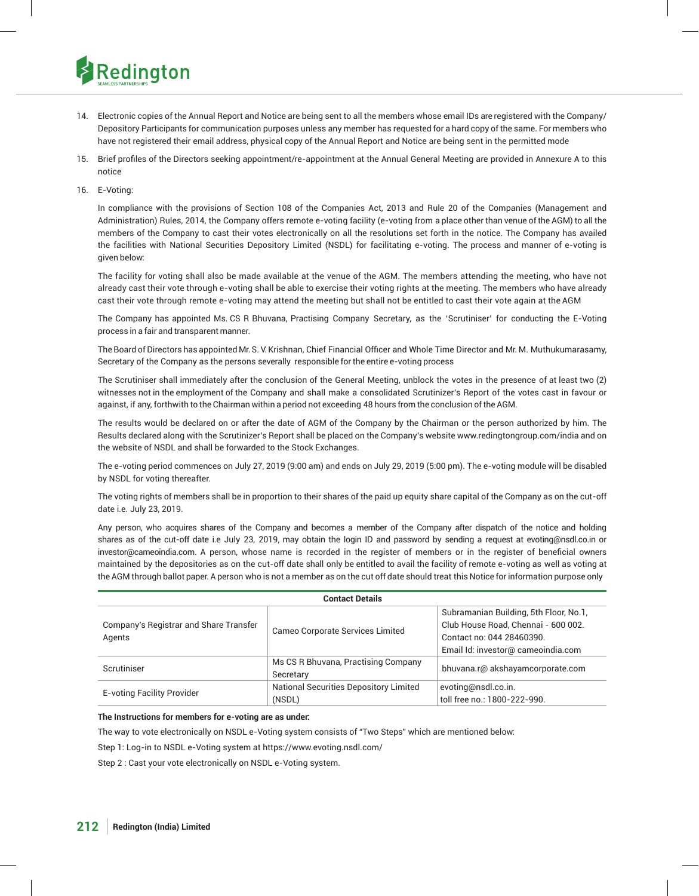14. Electronic copies of the Annual Report and Notice are being sent to all the members whose email IDs are registered with the Company/ Depository Participants for communication purposes unless any member has requested for a hard copy of the same. For members who have not registered their email address, physical copy of the Annual Report and Notice are being sent in the permitted mode

15. Brief profiles of the Directors seeking appointment/re-appointment at the Annual General Meeting are provided in Annexure A to this notice

16. E-Voting:

    In compliance with the provisions of Section 108 of the Companies Act, 2013 and Rule 20 of the Companies (Management and Administration) Rules, 2014, the Company offers remote e-voting facility (e-voting from a place other than venue of the AGM) to all the members of the Company to cast their votes electronically on all the resolutions set forth in the notice. The Company has availed the facilities with National Securities Depository Limited (NSDL) for facilitating e-voting. The process and manner of e-voting is given below:

    The facility for voting shall also be made available at the venue of the AGM. The members attending the meeting, who have not already cast their vote through e-voting shall be able to exercise their voting rights at the meeting. The members who have already cast their vote through remote e-voting may attend the meeting but shall not be entitled to cast their vote again at the AGM

    The Company has appointed Ms. CS R Bhuvana, Practising Company Secretary, as the 'Scrutiniser' for conducting the E-Voting process in a fair and transparent manner.

    The Board of Directors has appointed Mr. S. V. Krishnan, Chief Financial Officer and Whole Time Director and Mr. M. Muthukumarasamy, Secretary of the Company as the persons severally responsible for the entire e-voting process

    The Scrutiniser shall immediately after the conclusion of the General Meeting, unblock the votes in the presence of at least two (2) witnesses not in the employment of the Company and shall make a consolidated Scrutinizer's Report of the votes cast in favour or against, if any, forthwith to the Chairman within a period not exceeding 48 hours from the conclusion of the AGM.

    The results would be declared on or after the date of AGM of the Company by the Chairman or the person authorized by him. The Results declared along with the Scrutinizer's Report shall be placed on the Company's website www.redingtongroup.com/india and on the website of NSDL and shall be forwarded to the Stock Exchanges.

    The e-voting period commences on July 27, 2019 (9:00 am) and ends on July 29, 2019 (5:00 pm). The e-voting module will be disabled by NSDL for voting thereafter.

    The voting rights of members shall be in proportion to their shares of the paid up equity share capital of the Company as on the cut-off date i.e. July 23, 2019.

    Any person, who acquires shares of the Company and becomes a member of the Company after dispatch of the notice and holding shares as of the cut-off date i.e July 23, 2019, may obtain the login ID and password by sending a request at evoting@nsdl.co.in or investor@cameoindia.com. A person, whose name is recorded in the register of members or in the register of beneficial owners maintained by the depositories as on the cut-off date shall only be entitled to avail the facility of remote e-voting as well as voting at the AGM through ballot paper. A person who is not a member as on the cut off date should treat this Notice for information purpose only

| Contact Details | | |
|---|---|---|
| Company's Registrar and Share Transfer Agents | Cameo Corporate Services Limited | Subramanian Building, 5th Floor, No.1, Club House Road, Chennai - 600 002. Contact no: 044 28460390. Email Id: investor@ cameoindia.com |
| Scrutiniser | Ms CS R Bhuvana, Practising Company Secretary | bhuvana.r@ akshayamcorporate.com |
| E-voting Facility Provider | National Securities Depository Limited (NSDL) | evoting@nsdl.co.in. toll free no.: 1800-222-990. |

**The Instructions for members for e-voting are as under:**

The way to vote electronically on NSDL e-Voting system consists of "Two Steps" which are mentioned below:

Step 1: Log-in to NSDL e-Voting system at https://www.evoting.nsdl.com/

Step 2 : Cast your vote electronically on NSDL e-Voting system.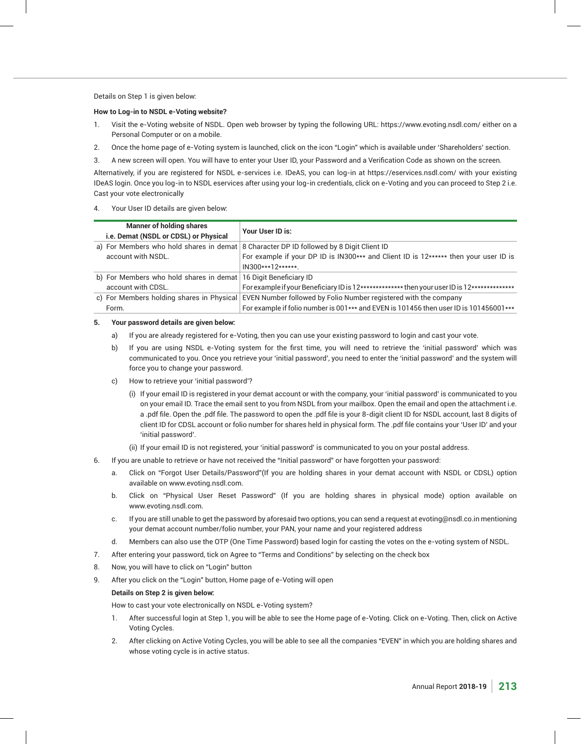Details on Step 1 is given below:

**How to Log-in to NSDL e-Voting website?**

1. Visit the e-Voting website of NSDL. Open web browser by typing the following URL: https://www.evoting.nsdl.com/ either on a Personal Computer or on a mobile.
2. Once the home page of e-Voting system is launched, click on the icon "Login" which is available under 'Shareholders' section.
3. A new screen will open. You will have to enter your User ID, your Password and a Verification Code as shown on the screen.

Alternatively, if you are registered for NSDL e-services i.e. IDeAS, you can log-in at https://eservices.nsdl.com/ with your existing IDeAS login. Once you log-in to NSDL eservices after using your log-in credentials, click on e-Voting and you can proceed to Step 2 i.e. Cast your vote electronically

4. Your User ID details are given below:

| Manner of holding shares i.e. Demat (NSDL or CDSL) or Physical | Your User ID is: |
|---|---|
| a) For Members who hold shares in demat account with NSDL. | 8 Character DP ID followed by 8 Digit Client ID<br>For example if your DP ID is IN300*** and Client ID is 12****** then your user ID is IN300***12******. |
| b) For Members who hold shares in demat account with CDSL. | 16 Digit Beneficiary ID<br>For example if your Beneficiary ID is 12************** then your user ID is 12************** |
| c) For Members holding shares in Physical Form. | EVEN Number followed by Folio Number registered with the company<br>For example if folio number is 001*** and EVEN is 101456 then user ID is 101456001*** |

5. **Your password details are given below:**
   a) If you are already registered for e-Voting, then you can use your existing password to login and cast your vote.
   b) If you are using NSDL e-Voting system for the first time, you will need to retrieve the 'initial password' which was communicated to you. Once you retrieve your 'initial password', you need to enter the 'initial password' and the system will force you to change your password.
   c) How to retrieve your 'initial password'?
      (i) If your email ID is registered in your demat account or with the company, your 'initial password' is communicated to you on your email ID. Trace the email sent to you from NSDL from your mailbox. Open the email and open the attachment i.e. a .pdf file. Open the .pdf file. The password to open the .pdf file is your 8-digit client ID for NSDL account, last 8 digits of client ID for CDSL account or folio number for shares held in physical form. The .pdf file contains your 'User ID' and your 'initial password'.
      (ii) If your email ID is not registered, your 'initial password' is communicated to you on your postal address.
6. If you are unable to retrieve or have not received the "Initial password" or have forgotten your password:
   a. Click on "Forgot User Details/Password"(If you are holding shares in your demat account with NSDL or CDSL) option available on www.evoting.nsdl.com.
   b. Click on "Physical User Reset Password" (If you are holding shares in physical mode) option available on www.evoting.nsdl.com.
   c. If you are still unable to get the password by aforesaid two options, you can send a request at evoting@nsdl.co.in mentioning your demat account number/folio number, your PAN, your name and your registered address
   d. Members can also use the OTP (One Time Password) based login for casting the votes on the e-voting system of NSDL.
7. After entering your password, tick on Agree to "Terms and Conditions" by selecting on the check box
8. Now, you will have to click on "Login" button
9. After you click on the "Login" button, Home page of e-Voting will open

   **Details on Step 2 is given below:**

   How to cast your vote electronically on NSDL e-Voting system?

   1. After successful login at Step 1, you will be able to see the Home page of e-Voting. Click on e-Voting. Then, click on Active Voting Cycles.
   2. After clicking on Active Voting Cycles, you will be able to see all the companies "EVEN" in which you are holding shares and whose voting cycle is in active status.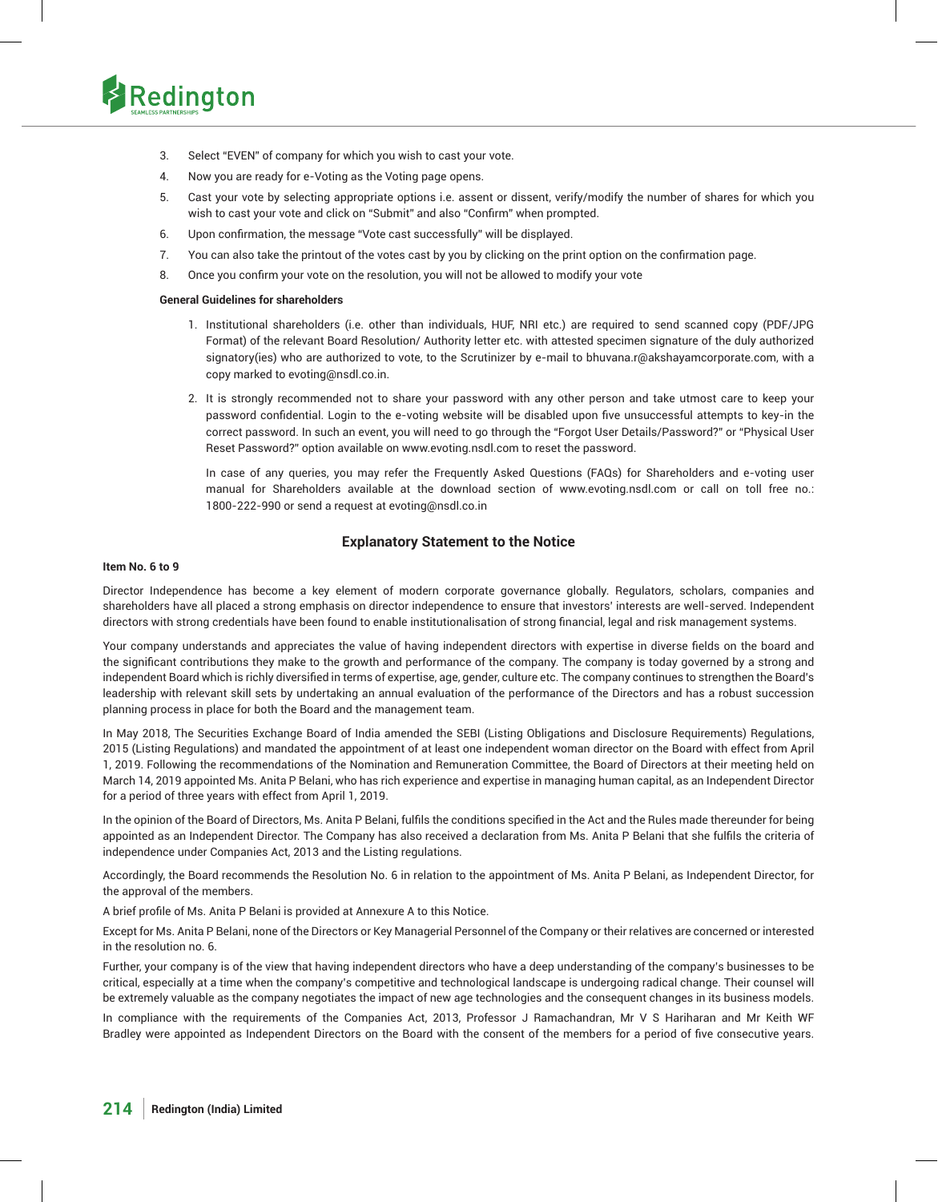3. Select "EVEN" of company for which you wish to cast your vote.
4. Now you are ready for e-Voting as the Voting page opens.
5. Cast your vote by selecting appropriate options i.e. assent or dissent, verify/modify the number of shares for which you wish to cast your vote and click on "Submit" and also "Confirm" when prompted.
6. Upon confirmation, the message "Vote cast successfully" will be displayed.
7. You can also take the printout of the votes cast by you by clicking on the print option on the confirmation page.
8. Once you confirm your vote on the resolution, you will not be allowed to modify your vote

**General Guidelines for shareholders**

1. Institutional shareholders (i.e. other than individuals, HUF, NRI etc.) are required to send scanned copy (PDF/JPG Format) of the relevant Board Resolution/ Authority letter etc. with attested specimen signature of the duly authorized signatory(ies) who are authorized to vote, to the Scrutinizer by e-mail to bhuvana.r@akshayamcorporate.com, with a copy marked to evoting@nsdl.co.in.
2. It is strongly recommended not to share your password with any other person and take utmost care to keep your password confidential. Login to the e-voting website will be disabled upon five unsuccessful attempts to key-in the correct password. In such an event, you will need to go through the "Forgot User Details/Password?" or "Physical User Reset Password?" option available on www.evoting.nsdl.com to reset the password.

   In case of any queries, you may refer the Frequently Asked Questions (FAQs) for Shareholders and e-voting user manual for Shareholders available at the download section of www.evoting.nsdl.com or call on toll free no.: 1800-222-990 or send a request at evoting@nsdl.co.in

## Explanatory Statement to the Notice

**Item No. 6 to 9**

Director Independence has become a key element of modern corporate governance globally. Regulators, scholars, companies and shareholders have all placed a strong emphasis on director independence to ensure that investors' interests are well-served. Independent directors with strong credentials have been found to enable institutionalisation of strong financial, legal and risk management systems.

Your company understands and appreciates the value of having independent directors with expertise in diverse fields on the board and the significant contributions they make to the growth and performance of the company. The company is today governed by a strong and independent Board which is richly diversified in terms of expertise, age, gender, culture etc. The company continues to strengthen the Board's leadership with relevant skill sets by undertaking an annual evaluation of the performance of the Directors and has a robust succession planning process in place for both the Board and the management team.

In May 2018, The Securities Exchange Board of India amended the SEBI (Listing Obligations and Disclosure Requirements) Regulations, 2015 (Listing Regulations) and mandated the appointment of at least one independent woman director on the Board with effect from April 1, 2019. Following the recommendations of the Nomination and Remuneration Committee, the Board of Directors at their meeting held on March 14, 2019 appointed Ms. Anita P Belani, who has rich experience and expertise in managing human capital, as an Independent Director for a period of three years with effect from April 1, 2019.

In the opinion of the Board of Directors, Ms. Anita P Belani, fulfils the conditions specified in the Act and the Rules made thereunder for being appointed as an Independent Director. The Company has also received a declaration from Ms. Anita P Belani that she fulfils the criteria of independence under Companies Act, 2013 and the Listing regulations.

Accordingly, the Board recommends the Resolution No. 6 in relation to the appointment of Ms. Anita P Belani, as Independent Director, for the approval of the members.

A brief profile of Ms. Anita P Belani is provided at Annexure A to this Notice.

Except for Ms. Anita P Belani, none of the Directors or Key Managerial Personnel of the Company or their relatives are concerned or interested in the resolution no. 6.

Further, your company is of the view that having independent directors who have a deep understanding of the company's businesses to be critical, especially at a time when the company's competitive and technological landscape is undergoing radical change. Their counsel will be extremely valuable as the company negotiates the impact of new age technologies and the consequent changes in its business models.

In compliance with the requirements of the Companies Act, 2013, Professor J Ramachandran, Mr V S Hariharan and Mr Keith WF Bradley were appointed as Independent Directors on the Board with the consent of the members for a period of five consecutive years.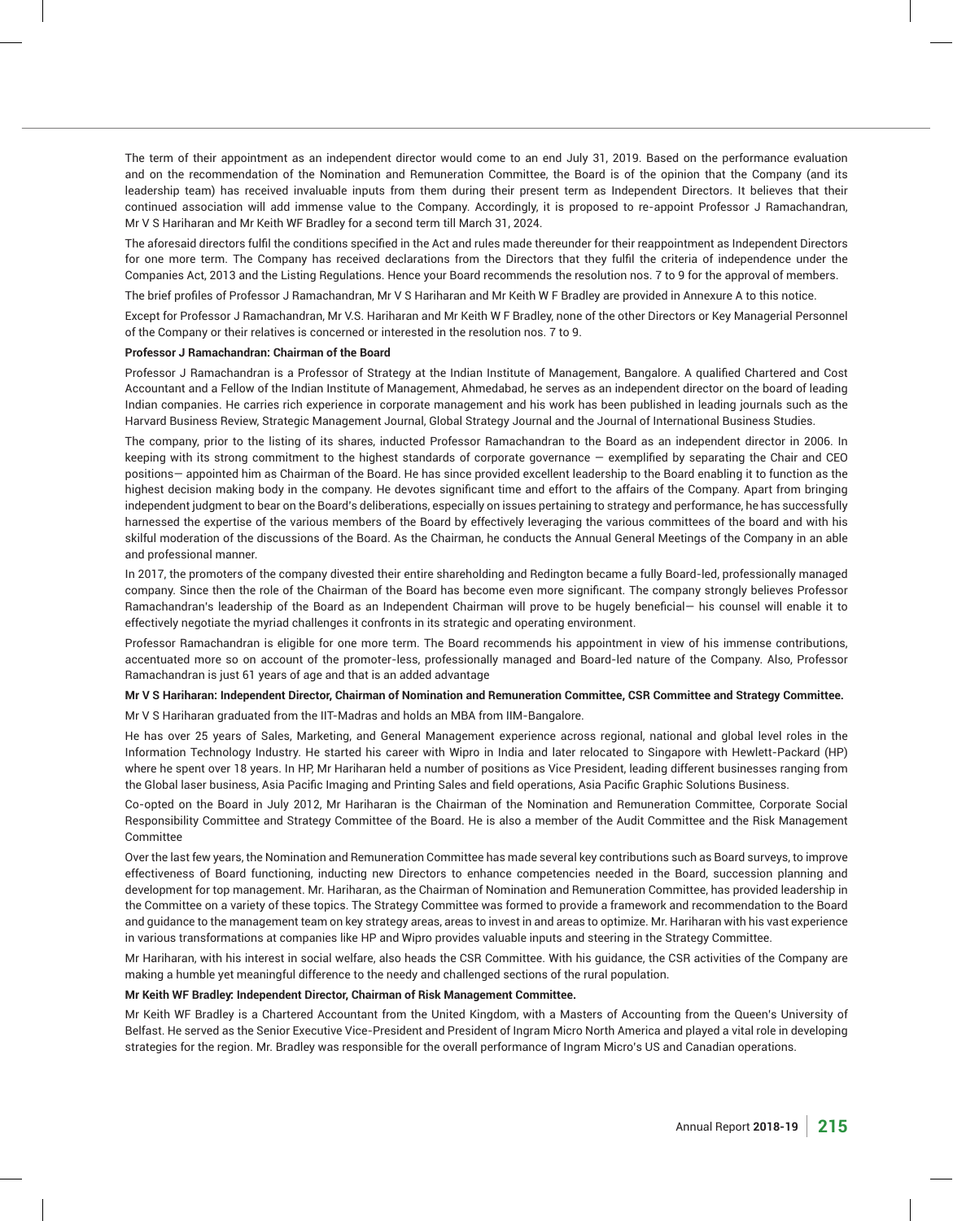The term of their appointment as an independent director would come to an end July 31, 2019. Based on the performance evaluation and on the recommendation of the Nomination and Remuneration Committee, the Board is of the opinion that the Company (and its leadership team) has received invaluable inputs from them during their present term as Independent Directors. It believes that their continued association will add immense value to the Company. Accordingly, it is proposed to re-appoint Professor J Ramachandran, Mr V S Hariharan and Mr Keith WF Bradley for a second term till March 31, 2024.

The aforesaid directors fulfil the conditions specified in the Act and rules made thereunder for their reappointment as Independent Directors for one more term. The Company has received declarations from the Directors that they fulfil the criteria of independence under the Companies Act, 2013 and the Listing Regulations. Hence your Board recommends the resolution nos. 7 to 9 for the approval of members.

The brief profiles of Professor J Ramachandran, Mr V S Hariharan and Mr Keith W F Bradley are provided in Annexure A to this notice.

Except for Professor J Ramachandran, Mr V.S. Hariharan and Mr Keith W F Bradley, none of the other Directors or Key Managerial Personnel of the Company or their relatives is concerned or interested in the resolution nos. 7 to 9.

**Professor J Ramachandran: Chairman of the Board**

Professor J Ramachandran is a Professor of Strategy at the Indian Institute of Management, Bangalore. A qualified Chartered and Cost Accountant and a Fellow of the Indian Institute of Management, Ahmedabad, he serves as an independent director on the board of leading Indian companies. He carries rich experience in corporate management and his work has been published in leading journals such as the Harvard Business Review, Strategic Management Journal, Global Strategy Journal and the Journal of International Business Studies.

The company, prior to the listing of its shares, inducted Professor Ramachandran to the Board as an independent director in 2006. In keeping with its strong commitment to the highest standards of corporate governance — exemplified by separating the Chair and CEO positions— appointed him as Chairman of the Board. He has since provided excellent leadership to the Board enabling it to function as the highest decision making body in the company. He devotes significant time and effort to the affairs of the Company. Apart from bringing independent judgment to bear on the Board's deliberations, especially on issues pertaining to strategy and performance, he has successfully harnessed the expertise of the various members of the Board by effectively leveraging the various committees of the board and with his skilful moderation of the discussions of the Board. As the Chairman, he conducts the Annual General Meetings of the Company in an able and professional manner.

In 2017, the promoters of the company divested their entire shareholding and Redington became a fully Board-led, professionally managed company. Since then the role of the Chairman of the Board has become even more significant. The company strongly believes Professor Ramachandran's leadership of the Board as an Independent Chairman will prove to be hugely beneficial— his counsel will enable it to effectively negotiate the myriad challenges it confronts in its strategic and operating environment.

Professor Ramachandran is eligible for one more term. The Board recommends his appointment in view of his immense contributions, accentuated more so on account of the promoter-less, professionally managed and Board-led nature of the Company. Also, Professor Ramachandran is just 61 years of age and that is an added advantage

**Mr V S Hariharan: Independent Director, Chairman of Nomination and Remuneration Committee, CSR Committee and Strategy Committee.**

Mr V S Hariharan graduated from the IIT-Madras and holds an MBA from IIM-Bangalore.

He has over 25 years of Sales, Marketing, and General Management experience across regional, national and global level roles in the Information Technology Industry. He started his career with Wipro in India and later relocated to Singapore with Hewlett-Packard (HP) where he spent over 18 years. In HP, Mr Hariharan held a number of positions as Vice President, leading different businesses ranging from the Global laser business, Asia Pacific Imaging and Printing Sales and field operations, Asia Pacific Graphic Solutions Business.

Co-opted on the Board in July 2012, Mr Hariharan is the Chairman of the Nomination and Remuneration Committee, Corporate Social Responsibility Committee and Strategy Committee of the Board. He is also a member of the Audit Committee and the Risk Management Committee

Over the last few years, the Nomination and Remuneration Committee has made several key contributions such as Board surveys, to improve effectiveness of Board functioning, inducting new Directors to enhance competencies needed in the Board, succession planning and development for top management. Mr. Hariharan, as the Chairman of Nomination and Remuneration Committee, has provided leadership in the Committee on a variety of these topics. The Strategy Committee was formed to provide a framework and recommendation to the Board and guidance to the management team on key strategy areas, areas to invest in and areas to optimize. Mr. Hariharan with his vast experience in various transformations at companies like HP and Wipro provides valuable inputs and steering in the Strategy Committee.

Mr Hariharan, with his interest in social welfare, also heads the CSR Committee. With his guidance, the CSR activities of the Company are making a humble yet meaningful difference to the needy and challenged sections of the rural population.

**Mr Keith WF Bradley: Independent Director, Chairman of Risk Management Committee.**

Mr Keith WF Bradley is a Chartered Accountant from the United Kingdom, with a Masters of Accounting from the Queen's University of Belfast. He served as the Senior Executive Vice-President and President of Ingram Micro North America and played a vital role in developing strategies for the region. Mr. Bradley was responsible for the overall performance of Ingram Micro's US and Canadian operations.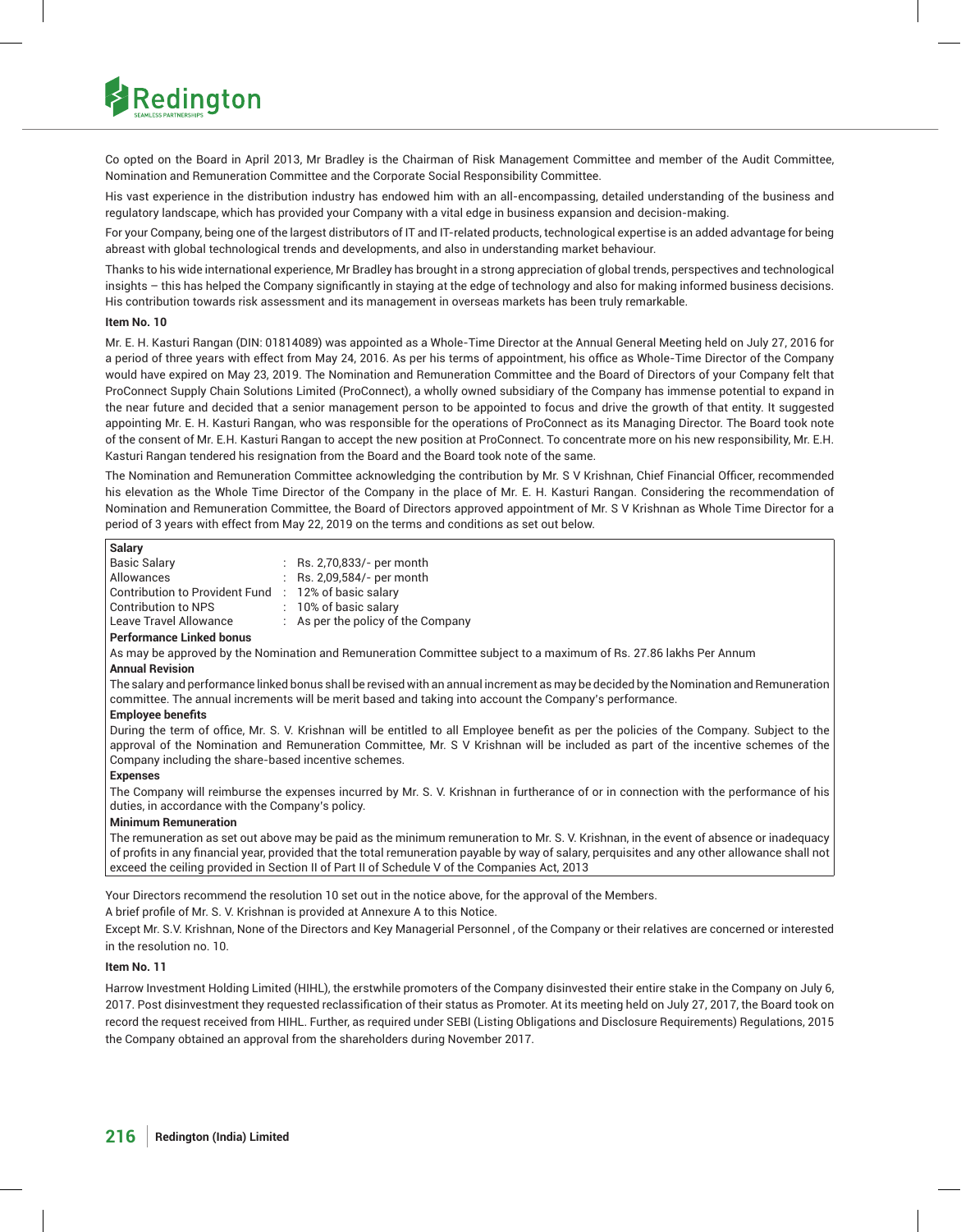Co opted on the Board in April 2013, Mr Bradley is the Chairman of Risk Management Committee and member of the Audit Committee, Nomination and Remuneration Committee and the Corporate Social Responsibility Committee.

His vast experience in the distribution industry has endowed him with an all-encompassing, detailed understanding of the business and regulatory landscape, which has provided your Company with a vital edge in business expansion and decision-making.

For your Company, being one of the largest distributors of IT and IT-related products, technological expertise is an added advantage for being abreast with global technological trends and developments, and also in understanding market behaviour.

Thanks to his wide international experience, Mr Bradley has brought in a strong appreciation of global trends, perspectives and technological insights – this has helped the Company significantly in staying at the edge of technology and also for making informed business decisions. His contribution towards risk assessment and its management in overseas markets has been truly remarkable.

**Item No. 10**

Mr. E. H. Kasturi Rangan (DIN: 01814089) was appointed as a Whole-Time Director at the Annual General Meeting held on July 27, 2016 for a period of three years with effect from May 24, 2016. As per his terms of appointment, his office as Whole-Time Director of the Company would have expired on May 23, 2019. The Nomination and Remuneration Committee and the Board of Directors of your Company felt that ProConnect Supply Chain Solutions Limited (ProConnect), a wholly owned subsidiary of the Company has immense potential to expand in the near future and decided that a senior management person to be appointed to focus and drive the growth of that entity. It suggested appointing Mr. E. H. Kasturi Rangan, who was responsible for the operations of ProConnect as its Managing Director. The Board took note of the consent of Mr. E.H. Kasturi Rangan to accept the new position at ProConnect. To concentrate more on his new responsibility, Mr. E.H. Kasturi Rangan tendered his resignation from the Board and the Board took note of the same.

The Nomination and Remuneration Committee acknowledging the contribution by Mr. S V Krishnan, Chief Financial Officer, recommended his elevation as the Whole Time Director of the Company in the place of Mr. E. H. Kasturi Rangan. Considering the recommendation of Nomination and Remuneration Committee, the Board of Directors approved appointment of Mr. S V Krishnan as Whole Time Director for a period of 3 years with effect from May 22, 2019 on the terms and conditions as set out below.

**Salary**

| | |
|---|---|
| Basic Salary | : Rs. 2,70,833/- per month |
| Allowances | : Rs. 2,09,584/- per month |
| Contribution to Provident Fund | : 12% of basic salary |
| Contribution to NPS | : 10% of basic salary |
| Leave Travel Allowance | : As per the policy of the Company |

**Performance Linked bonus**

As may be approved by the Nomination and Remuneration Committee subject to a maximum of Rs. 27.86 lakhs Per Annum

**Annual Revision**

The salary and performance linked bonus shall be revised with an annual increment as may be decided by the Nomination and Remuneration committee. The annual increments will be merit based and taking into account the Company's performance.

**Employee benefits**

During the term of office, Mr. S. V. Krishnan will be entitled to all Employee benefit as per the policies of the Company. Subject to the approval of the Nomination and Remuneration Committee, Mr. S V Krishnan will be included as part of the incentive schemes of the Company including the share-based incentive schemes.

**Expenses**

The Company will reimburse the expenses incurred by Mr. S. V. Krishnan in furtherance of or in connection with the performance of his duties, in accordance with the Company's policy.

**Minimum Remuneration**

The remuneration as set out above may be paid as the minimum remuneration to Mr. S. V. Krishnan, in the event of absence or inadequacy of profits in any financial year, provided that the total remuneration payable by way of salary, perquisites and any other allowance shall not exceed the ceiling provided in Section II of Part II of Schedule V of the Companies Act, 2013

Your Directors recommend the resolution 10 set out in the notice above, for the approval of the Members.

A brief profile of Mr. S. V. Krishnan is provided at Annexure A to this Notice.

Except Mr. S.V. Krishnan, None of the Directors and Key Managerial Personnel , of the Company or their relatives are concerned or interested in the resolution no. 10.

**Item No. 11**

Harrow Investment Holding Limited (HIHL), the erstwhile promoters of the Company disinvested their entire stake in the Company on July 6, 2017. Post disinvestment they requested reclassification of their status as Promoter. At its meeting held on July 27, 2017, the Board took on record the request received from HIHL. Further, as required under SEBI (Listing Obligations and Disclosure Requirements) Regulations, 2015 the Company obtained an approval from the shareholders during November 2017.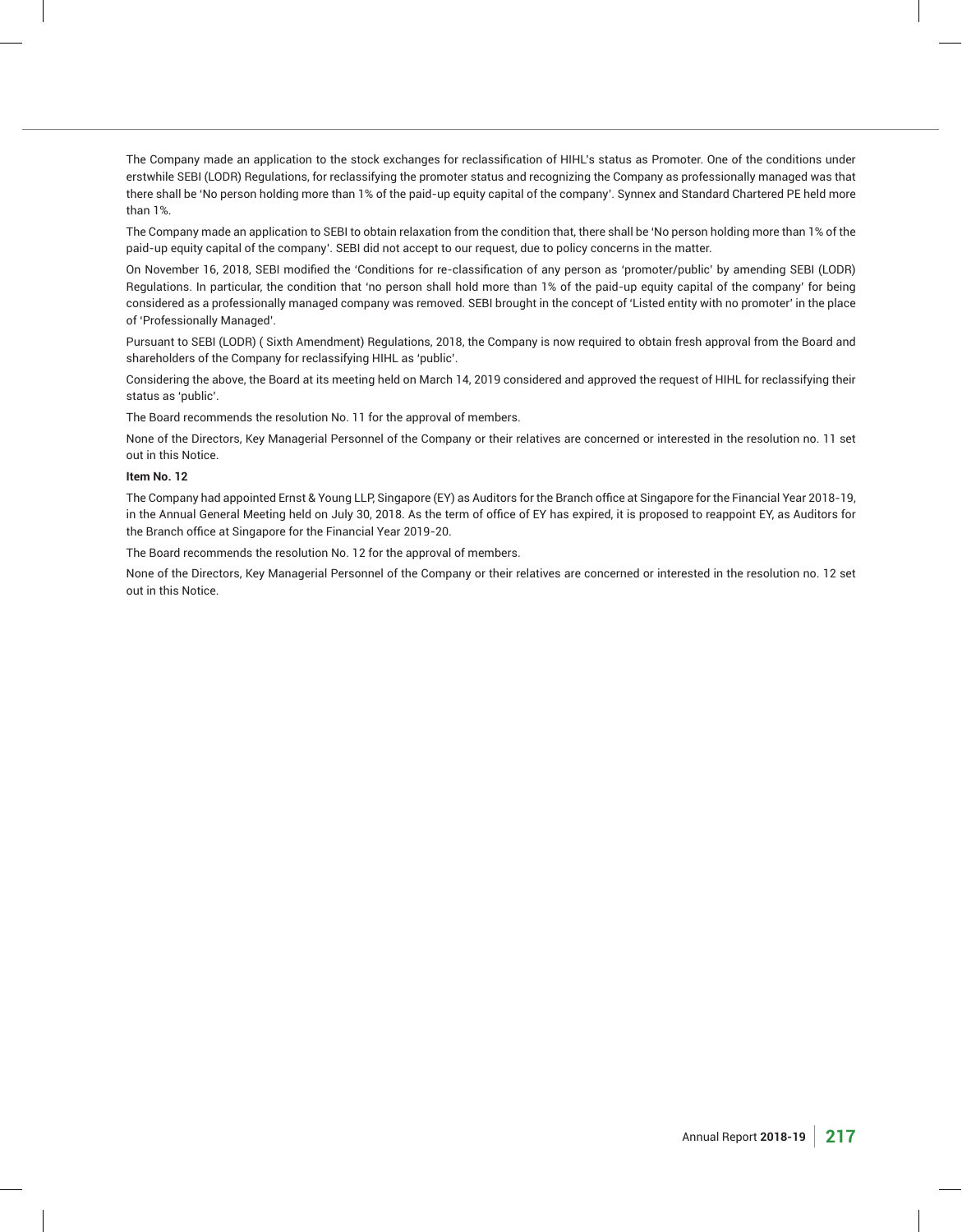The Company made an application to the stock exchanges for reclassification of HIHL's status as Promoter. One of the conditions under erstwhile SEBI (LODR) Regulations, for reclassifying the promoter status and recognizing the Company as professionally managed was that there shall be 'No person holding more than 1% of the paid-up equity capital of the company'. Synnex and Standard Chartered PE held more than 1%.

The Company made an application to SEBI to obtain relaxation from the condition that, there shall be 'No person holding more than 1% of the paid-up equity capital of the company'. SEBI did not accept to our request, due to policy concerns in the matter.

On November 16, 2018, SEBI modified the 'Conditions for re-classification of any person as 'promoter/public' by amending SEBI (LODR) Regulations. In particular, the condition that 'no person shall hold more than 1% of the paid-up equity capital of the company' for being considered as a professionally managed company was removed. SEBI brought in the concept of 'Listed entity with no promoter' in the place of 'Professionally Managed'.

Pursuant to SEBI (LODR) ( Sixth Amendment) Regulations, 2018, the Company is now required to obtain fresh approval from the Board and shareholders of the Company for reclassifying HIHL as 'public'.

Considering the above, the Board at its meeting held on March 14, 2019 considered and approved the request of HIHL for reclassifying their status as 'public'.

The Board recommends the resolution No. 11 for the approval of members.

None of the Directors, Key Managerial Personnel of the Company or their relatives are concerned or interested in the resolution no. 11 set out in this Notice.

**Item No. 12**

The Company had appointed Ernst & Young LLP, Singapore (EY) as Auditors for the Branch office at Singapore for the Financial Year 2018-19, in the Annual General Meeting held on July 30, 2018. As the term of office of EY has expired, it is proposed to reappoint EY, as Auditors for the Branch office at Singapore for the Financial Year 2019-20.

The Board recommends the resolution No. 12 for the approval of members.

None of the Directors, Key Managerial Personnel of the Company or their relatives are concerned or interested in the resolution no. 12 set out in this Notice.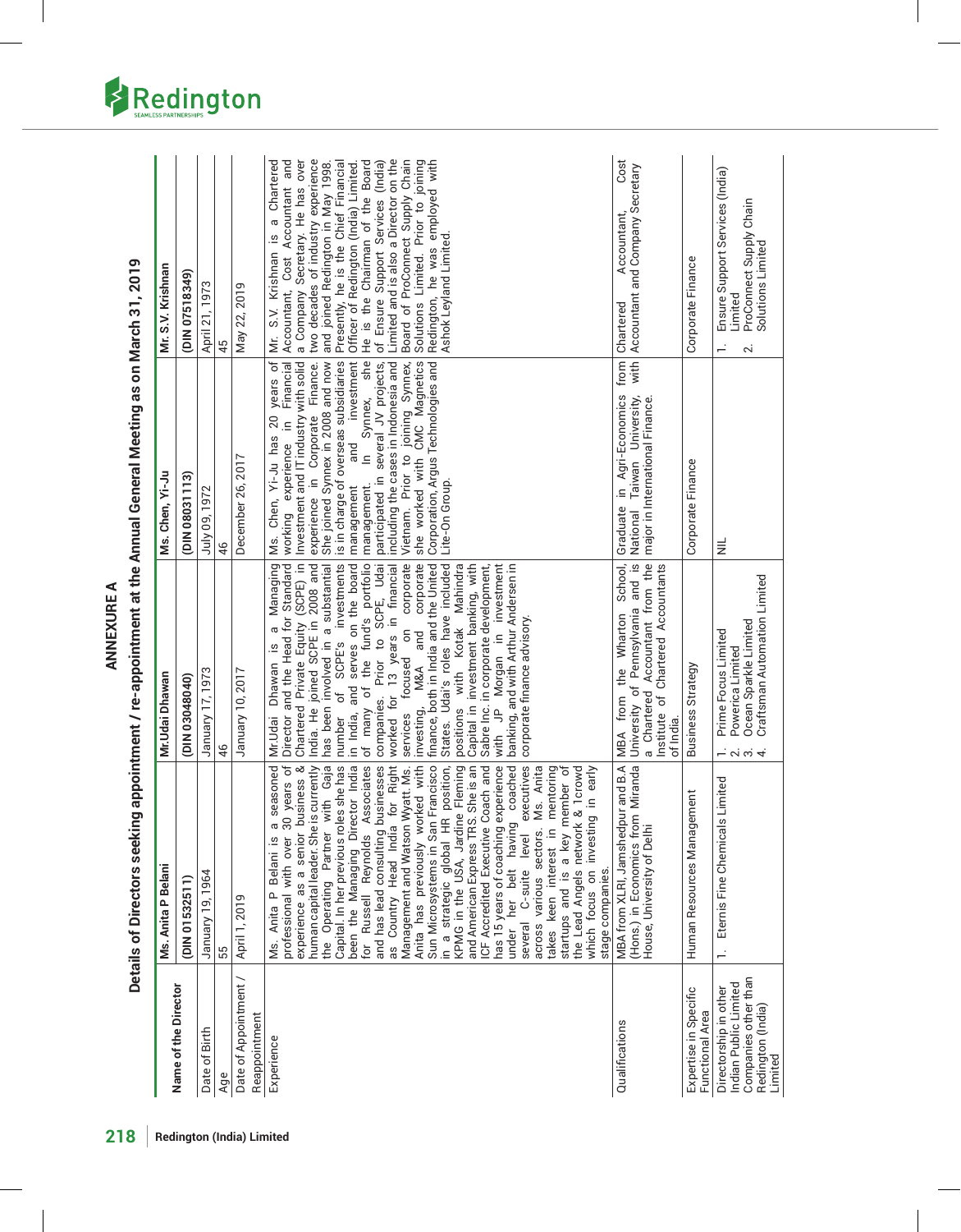# ANNEXURE A

## Details of Directors seeking appointment / re-appointment at the Annual General Meeting as on March 31, 2019

| Name of the Director | Ms. Anita P Belani | Mr.Udai Dhawan | Ms. Chen, Yi-Ju | Mr. S.V. Krishnan |
|---|---|---|---|---|
| | (DIN 01532511) | (DIN 03048040) | (DIN 08031113) | (DIN 07518349) |
| Date of Birth | January 19, 1964 | January 17, 1973 | July 09, 1972 | April 21, 1973 |
| Age | 55 | 46 | 46 | 45 |
| Date of Appointment / Reappointment | April 1, 2019 | January 10, 2017 | December 26, 2017 | May 22, 2019 |
| Experience | Ms. Anita P Belani is a seasoned professional with over 30 years of experience as a senior business & human capital leader. She is currently the Operating Partner with Gaja Capital. In her previous roles she has been the Managing Director India for Russell Reynolds Associates and has lead consulting businesses as Country Head India for Right Management and Watson Wyatt. Ms. Anita has previously worked with Sun Microsystems in San Francisco in a strategic global HR position, KPMG in the USA, Jardine Fleming and American Express TRS. She is an ICF Accredited Executive Coach and has 15 years of coaching experience under her belt having coached several C-suite level executives across various sectors. Ms. Anita takes keen interest in mentoring startups and is a key member of the Lead Angels network & 1crowd which focus on investing in early stage companies. | Mr.Udai Dhawan is a Managing Director and the Head for Standard Chartered Private Equity (SCPE) in India. He joined SCPE in 2008 and has been involved in a substantial number of SCPE's investments in India, and serves on the board of many of the fund's portfolio companies. Prior to SCPE, Udai worked for 13 years in financial services focused on corporate investing, M&A and corporate finance, both in India and the United States. Udai's roles have included positions with Kotak Mahindra Capital in investment banking, with Sabre Inc. in corporate development, with JP Morgan in investment banking, and with Arthur Andersen in corporate finance advisory. | Ms. Chen, Yi-Ju has 20 years of working experience in Financial Investment and IT industry with solid experience in Corporate Finance. She joined Synnex in 2008 and now is in charge of overseas subsidiaries management and investment management. In Synnex, she participated in several JV projects, including the cases in Indonesia and Vietnam. Prior to joining Synnex, she worked with CMC Magnetics Corporation, Argus Technologies and Lite-On Group. | Mr. S.V. Krishnan is a Chartered Accountant, Cost Accountant and a Company Secretary. He has over two decades of industry experience and joined Redington in May 1998. Presently, he is the Chief Financial Officer of Redington (India) Limited. He is the Chairman of the Board of Ensure Support Services (India) Limited and is also a Director on the Board of ProConnect Supply Chain Solutions Limited. Prior to joining Redington, he was employed with Ashok Leyland Limited. |
| Qualifications | MBA from XLRI, Jamshedpur and B.A (Hons.) in Economics from Miranda House, University of Delhi | MBA from the Wharton School, University of Pennsylvania and is a Chartered Accountant from the Institute of Chartered Accountants of India. | Graduate in Agri-Economics from National Taiwan University, with major in International Finance. | Chartered Accountant, Cost Accountant and Company Secretary |
| Expertise in Specific Functional Area | Human Resources Management | Business Strategy | Corporate Finance | Corporate Finance |
| Directorship in other Indian Public Limited Companies other than Redington (India) Limited | 1. Eternis Fine Chemicals Limited | 1. Prime Focus Limited<br>2. Powerica Limited<br>3. Ocean Sparkle Limited<br>4. Craftsman Automation Limited | NIL | 1. Ensure Support Services (India) Limited<br>2. ProConnect Supply Chain Solutions Limited |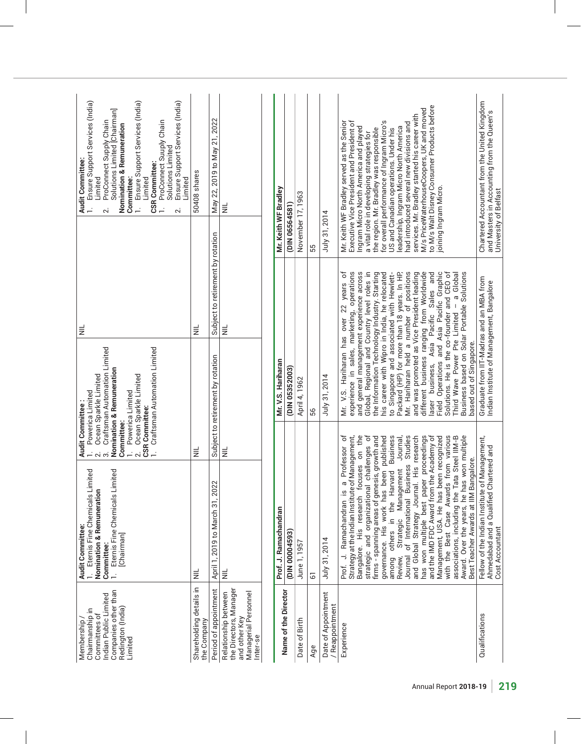| Membership / Chairmanship in Committees of Indian Public Limited Companies other than Redington (India) Limited | **Audit Committee:**<br>1. Eternis Fine Chemicals Limited<br>**Nomination & Remuneration Committee:**<br>1. Eternis Fine Chemicals Limited [Chairman] | **Audit Committee :**<br>1. Powerica Limited<br>2. Ocean Sparkle Limited<br>3. Craftsman Automation Limited<br>**Nomination & Remuneration Committee:**<br>1. Powerica Limited<br>2. Ocean Sparkle Limited<br>**CSR Committee:**<br>1. Craftsman Automation Limited | NIL | **Audit Committee:**<br>1. Ensure Support Services (India) Limited<br>2. ProConnect Supply Chain Solutions Limited [Chairman]<br>**Nomination & Remuneration Committee:**<br>1. Ensure Support Services (India) Limited<br>**CSR Committee:**<br>1. ProConnect Supply Chain Solutions Limited<br>2. Ensure Support Services (India) Limited |
|---|---|---|---|---|
| Shareholding details in the Company | NIL | NIL | NIL | 50408 shares |
| Period of appointment | April 1, 2019 to March 31, 2022 | Subject to retirement by rotation | Subject to retirement by rotation | May 22, 2019 to May 21, 2022 |
| Relationship between the Directors, Manager and other Key Managerial Personnel Inter-se | NIL | NIL | NIL | NIL |

| Name of the Director | Prof. J. Ramachandran (DIN 00004593) | Mr. V.S. Hariharan (DIN 05352003) | Mr. Keith WF Bradley (DIN 06564581) |
|---|---|---|---|
| Date of Birth | June 1, 1957 | April 4, 1962 | November 17, 1963 |
| Age | 61 | 56 | 55 |
| Date of Appointment / Reappointment | July 31, 2014 | July 31, 2014 | July 31, 2014 |
| Experience | Prof. J. Ramachandran is a Professor of Strategy at the Indian Institute of Management, Bangalore. His research focuses on the strategic and organizational challenges of firms - spanning areas of genesis, growth and governance. His work has been published among others in the Harvard Business Review, Strategic Management Journal, Journal of International Business Studies and Global Strategy Journal. His research has won multiple best paper proceedings and the IMD FDC Award from the Academy of Management, USA. He has been recognized with the Best Case Awards from various associations, including the Tata Steel IIM-B Award. Over the years, he has won multiple Best Teacher Awards at IIM Bangalore. | Mr. V.S. Hariharan has over 22 years of experience in sales, marketing, operations and general management experience across Global, Regional and Country level roles in the information Technology Industry. Starting his career with Wipro in India, he relocated to Singapore and associated with Hewlett-Packard (HP) for more than 18 years. In HP, Mr. Hariharan held a number of positions and was promoted as Vice President leading different business ranging from Worldwide laser business, Asia Pacific Sales and Field Operations and Asia Pacific Graphic Solutions. He is the co-founder and CEO of Third Wave Power Pte Limited – a Global Business based on Solar Portable Solutions based out of Singapore. | Mr. Keith WF Bradley served as the Senior Executive Vice President and President of Ingram Micro North America and played a vital role in developing strategies for the region. Mr. Bradley was responsible for overall performance of Ingram Micro's US and Canadian operations. Under his leadership, Ingram Micro North America had introduced several new divisions and services. Mr. Bradley started his career with M/s PriceWaterhouseCoopers, UK and moved to M/s Walt Disney Consumer Products before joining Ingram Micro. |
| Qualifications | Fellow of the Indian Institute of Management, Ahmedabad and a Qualified Chartered and Cost Accountant | Graduate from IIT-Madras and an MBA from Indian Institute of Management, Bangalore | Chartered Accountant from the United Kingdom and Masters in Accounting from the Queen's University of Belfast |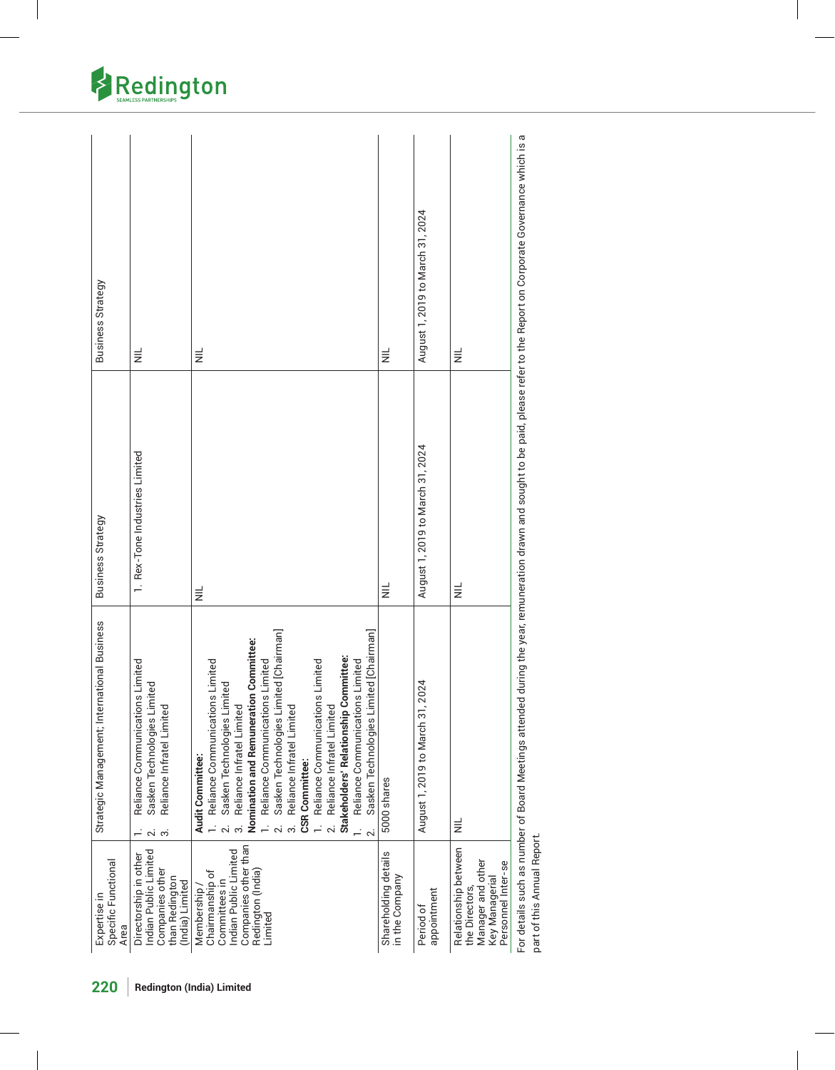| Expertise in Specific Functional Area | Strategic Management; International Business | Business Strategy | Business Strategy |
|---|---|---|---|
| Directorship in other Indian Public Limited Companies other than Redington (India) Limited | 1. Reliance Communications Limited<br>2. Sasken Technologies Limited<br>3. Reliance Infratel Limited | 1. Rex-Tone Industries Limited | NIL |
| Membership / Chairmanship of Committees in Indian Public Limited Companies other than Redington (India) Limited | **Audit Committee:**<br>1. Reliance Communications Limited<br>2. Sasken Technologies Limited<br>3. Reliance Infratel Limited<br>**Nomination and Remuneration Committee:**<br>1. Reliance Communications Limited<br>2. Sasken Technologies Limited [Chairman]<br>3. Reliance Infratel Limited<br>**CSR Committee:**<br>1. Reliance Communications Limited<br>2. Reliance Infratel Limited<br>**Stakeholders' Relationship Committee:**<br>1. Reliance Communications Limited<br>2. Sasken Technologies Limited [Chairman] | NIL | NIL |
| Shareholding details in the Company | 5000 shares | NIL | NIL |
| Period of appointment | August 1, 2019 to March 31, 2024 | August 1, 2019 to March 31, 2024 | August 1, 2019 to March 31, 2024 |
| Relationship between the Directors, Manager and other Key Managerial Personnel Inter-se | NIL | NIL | NIL |

For details such as number of Board Meetings attended during the year, remuneration drawn and sought to be paid, please refer to the Report on Corporate Governance which is a part of this Annual Report.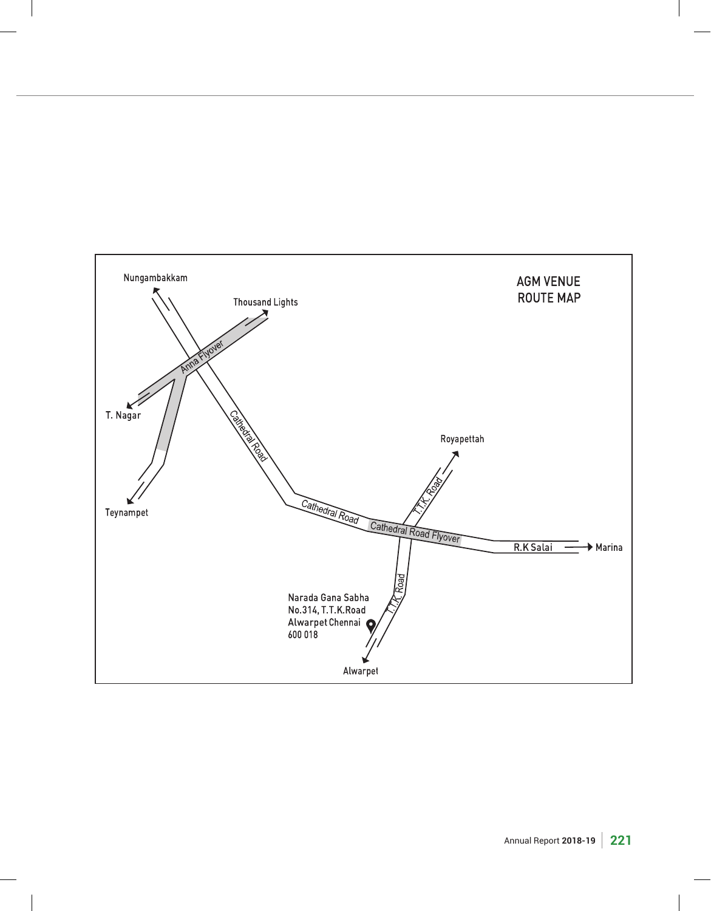## AGM VENUE ROUTE MAP

Nungambakkam

Thousand Lights

Anna Flyover

T. Nagar

Teynampet

Cathedral Road

Royapettah

T.T.K. Road

Cathedral Road

Cathedral Road Flyover

R.K Salai

Marina

T.T.K. Road

Narada Gana Sabha
No.314, T.T.K.Road
Alwarpet Chennai
600 018

Alwarpet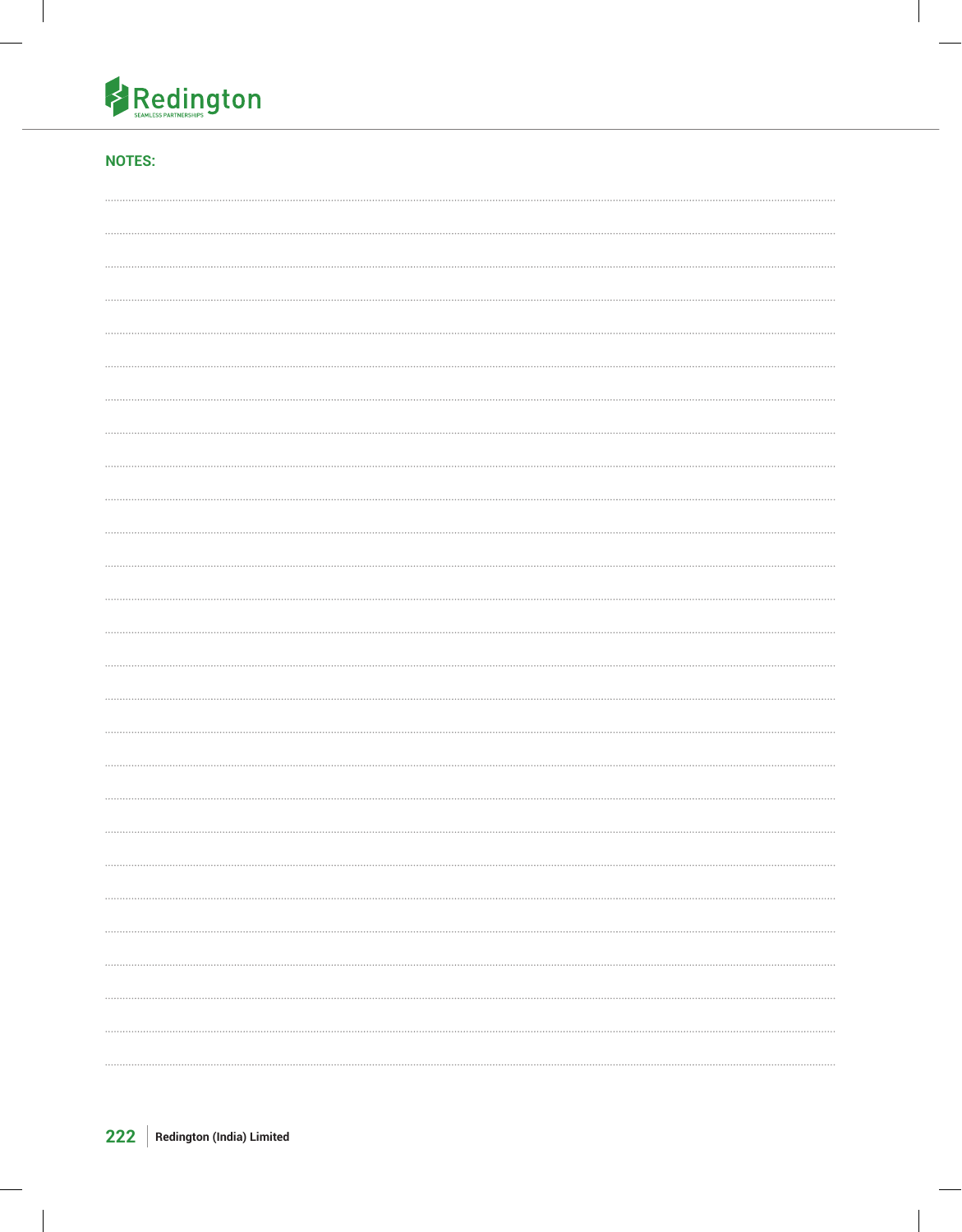## NOTES: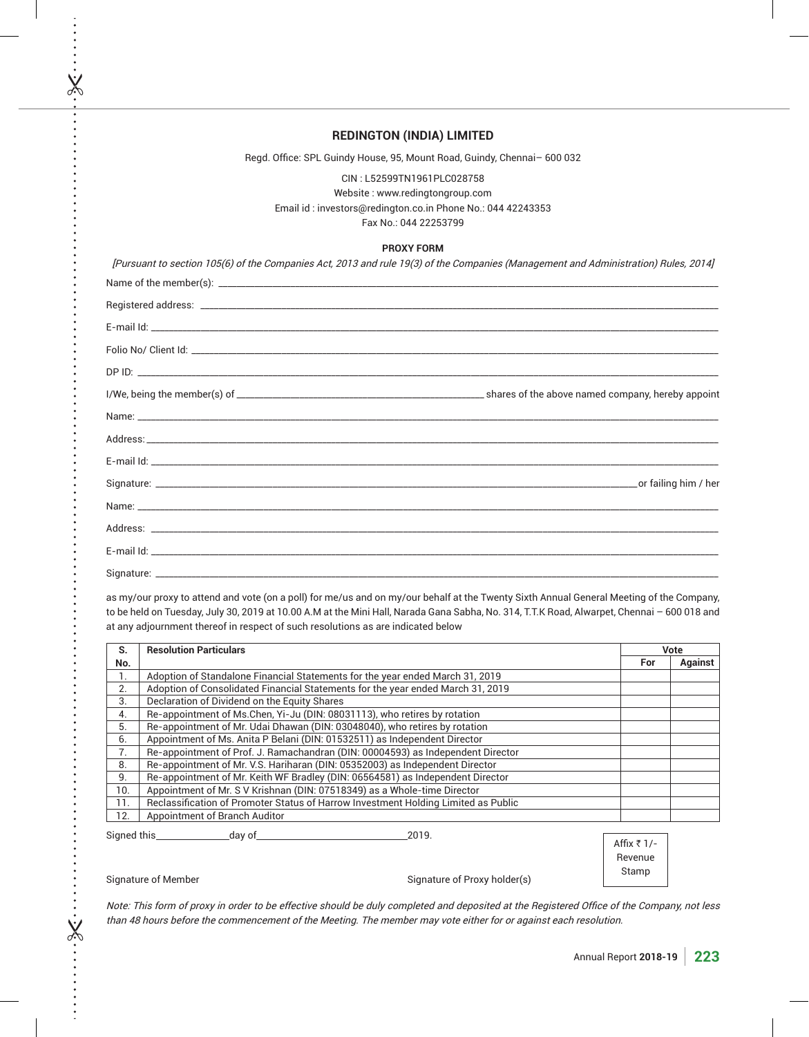# REDINGTON (INDIA) LIMITED

Regd. Office: SPL Guindy House, 95, Mount Road, Guindy, Chennai– 600 032

CIN : L52599TN1961PLC028758

Website : www.redingtongroup.com

Email id : investors@redington.co.in Phone No.: 044 42243353

Fax No.: 044 22253799

## PROXY FORM

*[Pursuant to section 105(6) of the Companies Act, 2013 and rule 19(3) of the Companies (Management and Administration) Rules, 2014]*

Name of the member(s): \_\_\_\_\_\_\_\_\_\_\_\_\_\_\_\_\_\_\_\_\_\_\_\_\_\_\_\_\_\_

Registered address: \_\_\_\_\_\_\_\_\_\_\_\_\_\_\_\_\_\_\_\_\_\_\_\_\_\_\_\_\_\_

E-mail Id: \_\_\_\_\_\_\_\_\_\_\_\_\_\_\_\_\_\_\_\_\_\_\_\_\_\_\_\_\_\_

Folio No/ Client Id: \_\_\_\_\_\_\_\_\_\_\_\_\_\_\_\_\_\_\_\_\_\_\_\_\_\_\_\_\_\_

DP ID: \_\_\_\_\_\_\_\_\_\_\_\_\_\_\_\_\_\_\_\_\_\_\_\_\_\_\_\_\_\_

I/We, being the member(s) of \_\_\_\_\_\_\_\_\_\_\_\_\_\_\_\_\_\_\_\_ shares of the above named company, hereby appoint

Name: \_\_\_\_\_\_\_\_\_\_\_\_\_\_\_\_\_\_\_\_\_\_\_\_\_\_\_\_\_\_

Address: \_\_\_\_\_\_\_\_\_\_\_\_\_\_\_\_\_\_\_\_\_\_\_\_\_\_\_\_\_\_

E-mail Id: \_\_\_\_\_\_\_\_\_\_\_\_\_\_\_\_\_\_\_\_\_\_\_\_\_\_\_\_\_\_

Signature: \_\_\_\_\_\_\_\_\_\_\_\_\_\_\_\_\_\_\_\_\_\_\_\_\_\_\_\_\_\_ or failing him / her

Name: \_\_\_\_\_\_\_\_\_\_\_\_\_\_\_\_\_\_\_\_\_\_\_\_\_\_\_\_\_\_

Address: \_\_\_\_\_\_\_\_\_\_\_\_\_\_\_\_\_\_\_\_\_\_\_\_\_\_\_\_\_\_

E-mail Id: \_\_\_\_\_\_\_\_\_\_\_\_\_\_\_\_\_\_\_\_\_\_\_\_\_\_\_\_\_\_

Signature: \_\_\_\_\_\_\_\_\_\_\_\_\_\_\_\_\_\_\_\_\_\_\_\_\_\_\_\_\_\_

as my/our proxy to attend and vote (on a poll) for me/us and on my/our behalf at the Twenty Sixth Annual General Meeting of the Company, to be held on Tuesday, July 30, 2019 at 10.00 A.M at the Mini Hall, Narada Gana Sabha, No. 314, T.T.K Road, Alwarpet, Chennai – 600 018 and at any adjournment thereof in respect of such resolutions as are indicated below

| S. No. | Resolution Particulars | Vote | |
|---|---|---|---|
| | | For | Against |
| 1. | Adoption of Standalone Financial Statements for the year ended March 31, 2019 | | |
| 2. | Adoption of Consolidated Financial Statements for the year ended March 31, 2019 | | |
| 3. | Declaration of Dividend on the Equity Shares | | |
| 4. | Re-appointment of Ms.Chen, Yi-Ju (DIN: 08031113), who retires by rotation | | |
| 5. | Re-appointment of Mr. Udai Dhawan (DIN: 03048040), who retires by rotation | | |
| 6. | Appointment of Ms. Anita P Belani (DIN: 01532511) as Independent Director | | |
| 7. | Re-appointment of Prof. J. Ramachandran (DIN: 00004593) as Independent Director | | |
| 8. | Re-appointment of Mr. V.S. Hariharan (DIN: 05352003) as Independent Director | | |
| 9. | Re-appointment of Mr. Keith WF Bradley (DIN: 06564581) as Independent Director | | |
| 10. | Appointment of Mr. S V Krishnan (DIN: 07518349) as a Whole-time Director | | |
| 11. | Reclassification of Promoter Status of Harrow Investment Holding Limited as Public | | |
| 12. | Appointment of Branch Auditor | | |

Signed this\_\_\_\_\_\_\_\_\_\_day of\_\_\_\_\_\_\_\_\_\_\_\_\_\_\_\_\_\_\_\_2019.

Affix ₹ 1/- Revenue Stamp

Signature of Member

Signature of Proxy holder(s)

*Note: This form of proxy in order to be effective should be duly completed and deposited at the Registered Office of the Company, not less than 48 hours before the commencement of the Meeting. The member may vote either for or against each resolution.*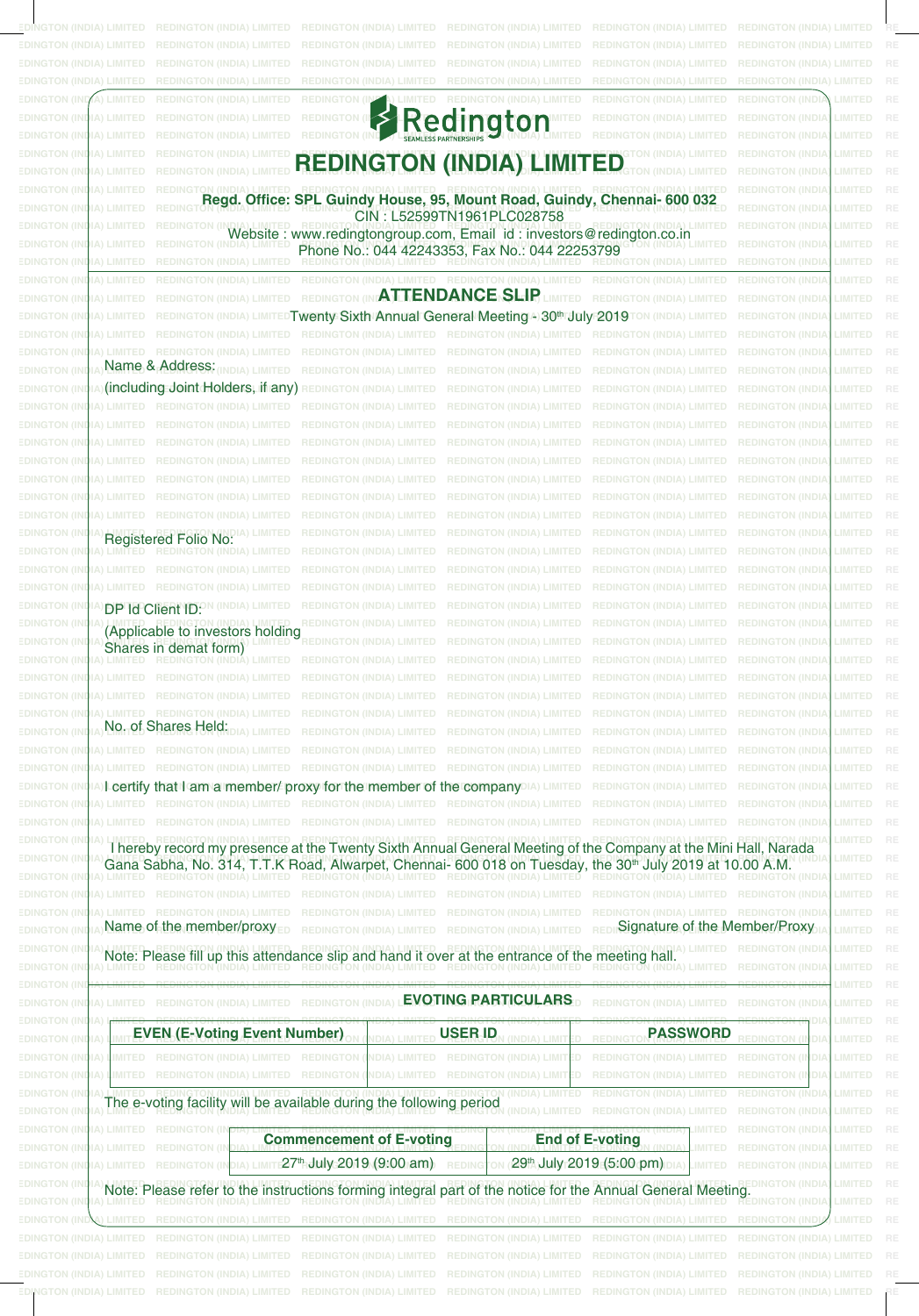Redington

SEAMLESS PARTNERSHIPS

# REDINGTON (INDIA) LIMITED

**Regd. Office: SPL Guindy House, 95, Mount Road, Guindy, Chennai- 600 032**

CIN : L52599TN1961PLC028758

Website : www.redingtongroup.com, Email id : investors@redington.co.in

Phone No.: 044 42243353, Fax No.: 044 22253799

## ATTENDANCE SLIP

Twenty Sixth Annual General Meeting - 30th July 2019

Name & Address:

(including Joint Holders, if any)

Registered Folio No:

DP Id Client ID:

(Applicable to investors holding Shares in demat form)

No. of Shares Held:

I certify that I am a member/ proxy for the member of the company

I hereby record my presence at the Twenty Sixth Annual General Meeting of the Company at the Mini Hall, Narada Gana Sabha, No. 314, T.T.K Road, Alwarpet, Chennai- 600 018 on Tuesday, the 30th July 2019 at 10.00 A.M.

Name of the member/proxy

Signature of the Member/Proxy

Note: Please fill up this attendance slip and hand it over at the entrance of the meeting hall.

## EVOTING PARTICULARS

| EVEN (E-Voting Event Number) | USER ID | PASSWORD |
|---|---|---|
| | | |

The e-voting facility will be available during the following period

| Commencement of E-voting | End of E-voting |
|---|---|
| 27th July 2019 (9:00 am) | 29th July 2019 (5:00 pm) |

Note: Please refer to the instructions forming integral part of the notice for the Annual General Meeting.